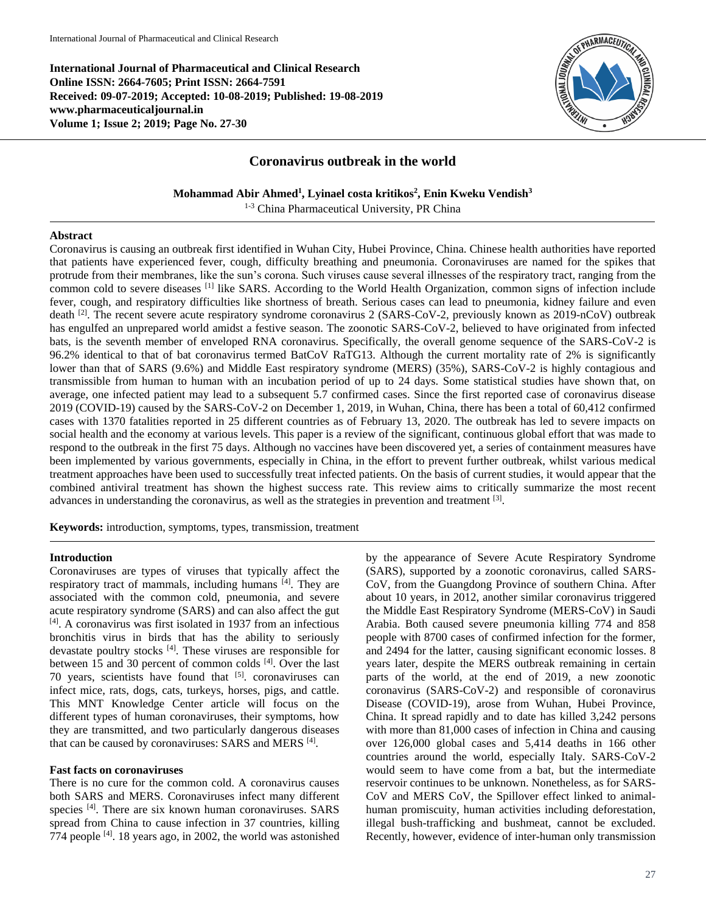International Journal of Pharmaceutical and Clinical Research
Online ISSN: 2664-7605; Print ISSN: 2664-7591
Received: 09-07-2019; Accepted: 10-08-2019; Published: 19-08-2019
www.pharmaceuticaljournal.in
Volume 1; Issue 2; 2019; Page No. 27-30

# Coronavirus outbreak in the world

**Mohammad Abir Ahmed[1], Lyinael costa kritikos[2], Enin Kweku Vendish[3]**

[1-3] China Pharmaceutical University, PR China

## Abstract

Coronavirus is causing an outbreak first identified in Wuhan City, Hubei Province, China. Chinese health authorities have reported that patients have experienced fever, cough, difficulty breathing and pneumonia. Coronaviruses are named for the spikes that protrude from their membranes, like the sun's corona. Such viruses cause several illnesses of the respiratory tract, ranging from the common cold to severe diseases [1] like SARS. According to the World Health Organization, common signs of infection include fever, cough, and respiratory difficulties like shortness of breath. Serious cases can lead to pneumonia, kidney failure and even death [2]. The recent severe acute respiratory syndrome coronavirus 2 (SARS-CoV-2, previously known as 2019-nCoV) outbreak has engulfed an unprepared world amidst a festive season. The zoonotic SARS-CoV-2, believed to have originated from infected bats, is the seventh member of enveloped RNA coronavirus. Specifically, the overall genome sequence of the SARS-CoV-2 is 96.2% identical to that of bat coronavirus termed BatCoV RaTG13. Although the current mortality rate of 2% is significantly lower than that of SARS (9.6%) and Middle East respiratory syndrome (MERS) (35%), SARS-CoV-2 is highly contagious and transmissible from human to human with an incubation period of up to 24 days. Some statistical studies have shown that, on average, one infected patient may lead to a subsequent 5.7 confirmed cases. Since the first reported case of coronavirus disease 2019 (COVID-19) caused by the SARS-CoV-2 on December 1, 2019, in Wuhan, China, there has been a total of 60,412 confirmed cases with 1370 fatalities reported in 25 different countries as of February 13, 2020. The outbreak has led to severe impacts on social health and the economy at various levels. This paper is a review of the significant, continuous global effort that was made to respond to the outbreak in the first 75 days. Although no vaccines have been discovered yet, a series of containment measures have been implemented by various governments, especially in China, in the effort to prevent further outbreak, whilst various medical treatment approaches have been used to successfully treat infected patients. On the basis of current studies, it would appear that the combined antiviral treatment has shown the highest success rate. This review aims to critically summarize the most recent advances in understanding the coronavirus, as well as the strategies in prevention and treatment [3].

**Keywords:** introduction, symptoms, types, transmission, treatment

## Introduction

Coronaviruses are types of viruses that typically affect the respiratory tract of mammals, including humans [4]. They are associated with the common cold, pneumonia, and severe acute respiratory syndrome (SARS) and can also affect the gut [4]. A coronavirus was first isolated in 1937 from an infectious bronchitis virus in birds that has the ability to seriously devastate poultry stocks [4]. These viruses are responsible for between 15 and 30 percent of common colds [4]. Over the last 70 years, scientists have found that [5]. coronaviruses can infect mice, rats, dogs, cats, turkeys, horses, pigs, and cattle. This MNT Knowledge Center article will focus on the different types of human coronaviruses, their symptoms, how they are transmitted, and two particularly dangerous diseases that can be caused by coronaviruses: SARS and MERS [4].

### Fast facts on coronaviruses

There is no cure for the common cold. A coronavirus causes both SARS and MERS. Coronaviruses infect many different species [4]. There are six known human coronaviruses. SARS spread from China to cause infection in 37 countries, killing 774 people [4]. 18 years ago, in 2002, the world was astonished by the appearance of Severe Acute Respiratory Syndrome (SARS), supported by a zoonotic coronavirus, called SARS-CoV, from the Guangdong Province of southern China. After about 10 years, in 2012, another similar coronavirus triggered the Middle East Respiratory Syndrome (MERS-CoV) in Saudi Arabia. Both caused severe pneumonia killing 774 and 858 people with 8700 cases of confirmed infection for the former, and 2494 for the latter, causing significant economic losses. 8 years later, despite the MERS outbreak remaining in certain parts of the world, at the end of 2019, a new zoonotic coronavirus (SARS-CoV-2) and responsible of coronavirus Disease (COVID-19), arose from Wuhan, Hubei Province, China. It spread rapidly and to date has killed 3,242 persons with more than 81,000 cases of infection in China and causing over 126,000 global cases and 5,414 deaths in 166 other countries around the world, especially Italy. SARS-CoV-2 would seem to have come from a bat, but the intermediate reservoir continues to be unknown. Nonetheless, as for SARS-CoV and MERS CoV, the Spillover effect linked to animal-human promiscuity, human activities including deforestation, illegal bush-trafficking and bushmeat, cannot be excluded. Recently, however, evidence of inter-human only transmission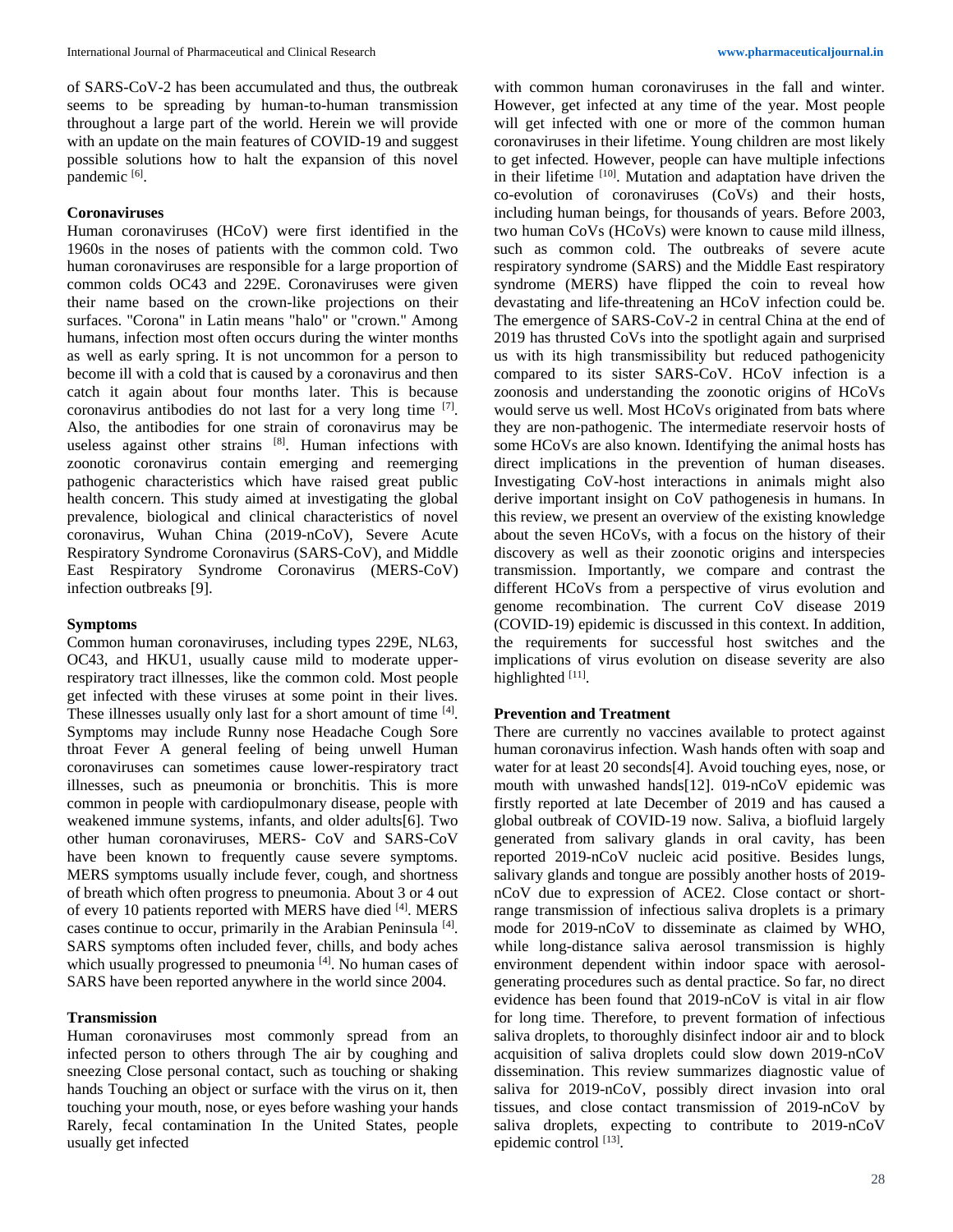of SARS-CoV-2 has been accumulated and thus, the outbreak seems to be spreading by human-to-human transmission throughout a large part of the world. Herein we will provide with an update on the main features of COVID-19 and suggest possible solutions how to halt the expansion of this novel pandemic [6].

## Coronaviruses

Human coronaviruses (HCoV) were first identified in the 1960s in the noses of patients with the common cold. Two human coronaviruses are responsible for a large proportion of common colds OC43 and 229E. Coronaviruses were given their name based on the crown-like projections on their surfaces. "Corona" in Latin means "halo" or "crown." Among humans, infection most often occurs during the winter months as well as early spring. It is not uncommon for a person to become ill with a cold that is caused by a coronavirus and then catch it again about four months later. This is because coronavirus antibodies do not last for a very long time [7]. Also, the antibodies for one strain of coronavirus may be useless against other strains [8]. Human infections with zoonotic coronavirus contain emerging and reemerging pathogenic characteristics which have raised great public health concern. This study aimed at investigating the global prevalence, biological and clinical characteristics of novel coronavirus, Wuhan China (2019-nCoV), Severe Acute Respiratory Syndrome Coronavirus (SARS-CoV), and Middle East Respiratory Syndrome Coronavirus (MERS-CoV) infection outbreaks [9].

## Symptoms

Common human coronaviruses, including types 229E, NL63, OC43, and HKU1, usually cause mild to moderate upper-respiratory tract illnesses, like the common cold. Most people get infected with these viruses at some point in their lives. These illnesses usually only last for a short amount of time [4]. Symptoms may include Runny nose Headache Cough Sore throat Fever A general feeling of being unwell Human coronaviruses can sometimes cause lower-respiratory tract illnesses, such as pneumonia or bronchitis. This is more common in people with cardiopulmonary disease, people with weakened immune systems, infants, and older adults[6]. Two other human coronaviruses, MERS- CoV and SARS-CoV have been known to frequently cause severe symptoms. MERS symptoms usually include fever, cough, and shortness of breath which often progress to pneumonia. About 3 or 4 out of every 10 patients reported with MERS have died [4]. MERS cases continue to occur, primarily in the Arabian Peninsula [4]. SARS symptoms often included fever, chills, and body aches which usually progressed to pneumonia [4]. No human cases of SARS have been reported anywhere in the world since 2004.

## Transmission

Human coronaviruses most commonly spread from an infected person to others through The air by coughing and sneezing Close personal contact, such as touching or shaking hands Touching an object or surface with the virus on it, then touching your mouth, nose, or eyes before washing your hands Rarely, fecal contamination In the United States, people usually get infected with common human coronaviruses in the fall and winter. However, get infected at any time of the year. Most people will get infected with one or more of the common human coronaviruses in their lifetime. Young children are most likely to get infected. However, people can have multiple infections in their lifetime [10]. Mutation and adaptation have driven the co-evolution of coronaviruses (CoVs) and their hosts, including human beings, for thousands of years. Before 2003, two human CoVs (HCoVs) were known to cause mild illness, such as common cold. The outbreaks of severe acute respiratory syndrome (SARS) and the Middle East respiratory syndrome (MERS) have flipped the coin to reveal how devastating and life-threatening an HCoV infection could be. The emergence of SARS-CoV-2 in central China at the end of 2019 has thrusted CoVs into the spotlight again and surprised us with its high transmissibility but reduced pathogenicity compared to its sister SARS-CoV. HCoV infection is a zoonosis and understanding the zoonotic origins of HCoVs would serve us well. Most HCoVs originated from bats where they are non-pathogenic. The intermediate reservoir hosts of some HCoVs are also known. Identifying the animal hosts has direct implications in the prevention of human diseases. Investigating CoV-host interactions in animals might also derive important insight on CoV pathogenesis in humans. In this review, we present an overview of the existing knowledge about the seven HCoVs, with a focus on the history of their discovery as well as their zoonotic origins and interspecies transmission. Importantly, we compare and contrast the different HCoVs from a perspective of virus evolution and genome recombination. The current CoV disease 2019 (COVID-19) epidemic is discussed in this context. In addition, the requirements for successful host switches and the implications of virus evolution on disease severity are also highlighted [11].

## Prevention and Treatment

There are currently no vaccines available to protect against human coronavirus infection. Wash hands often with soap and water for at least 20 seconds[4]. Avoid touching eyes, nose, or mouth with unwashed hands[12]. 019-nCoV epidemic was firstly reported at late December of 2019 and has caused a global outbreak of COVID-19 now. Saliva, a biofluid largely generated from salivary glands in oral cavity, has been reported 2019-nCoV nucleic acid positive. Besides lungs, salivary glands and tongue are possibly another hosts of 2019-nCoV due to expression of ACE2. Close contact or short-range transmission of infectious saliva droplets is a primary mode for 2019-nCoV to disseminate as claimed by WHO, while long-distance saliva aerosol transmission is highly environment dependent within indoor space with aerosol-generating procedures such as dental practice. So far, no direct evidence has been found that 2019-nCoV is vital in air flow for long time. Therefore, to prevent formation of infectious saliva droplets, to thoroughly disinfect indoor air and to block acquisition of saliva droplets could slow down 2019-nCoV dissemination. This review summarizes diagnostic value of saliva for 2019-nCoV, possibly direct invasion into oral tissues, and close contact transmission of 2019-nCoV by saliva droplets, expecting to contribute to 2019-nCoV epidemic control [13].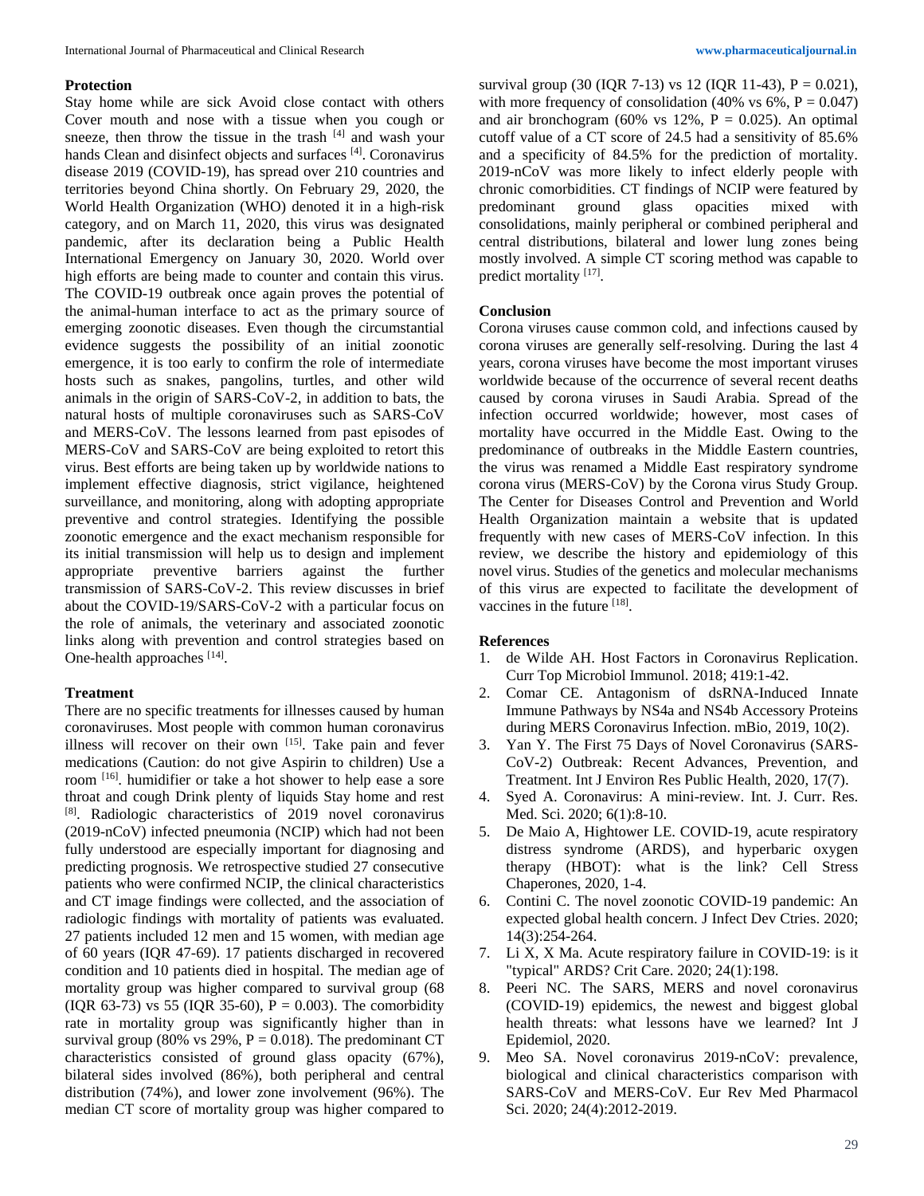### Protection

Stay home while are sick Avoid close contact with others Cover mouth and nose with a tissue when you cough or sneeze, then throw the tissue in the trash [4] and wash your hands Clean and disinfect objects and surfaces [4]. Coronavirus disease 2019 (COVID-19), has spread over 210 countries and territories beyond China shortly. On February 29, 2020, the World Health Organization (WHO) denoted it in a high-risk category, and on March 11, 2020, this virus was designated pandemic, after its declaration being a Public Health International Emergency on January 30, 2020. World over high efforts are being made to counter and contain this virus. The COVID-19 outbreak once again proves the potential of the animal-human interface to act as the primary source of emerging zoonotic diseases. Even though the circumstantial evidence suggests the possibility of an initial zoonotic emergence, it is too early to confirm the role of intermediate hosts such as snakes, pangolins, turtles, and other wild animals in the origin of SARS-CoV-2, in addition to bats, the natural hosts of multiple coronaviruses such as SARS-CoV and MERS-CoV. The lessons learned from past episodes of MERS-CoV and SARS-CoV are being exploited to retort this virus. Best efforts are being taken up by worldwide nations to implement effective diagnosis, strict vigilance, heightened surveillance, and monitoring, along with adopting appropriate preventive and control strategies. Identifying the possible zoonotic emergence and the exact mechanism responsible for its initial transmission will help us to design and implement appropriate preventive barriers against the further transmission of SARS-CoV-2. This review discusses in brief about the COVID-19/SARS-CoV-2 with a particular focus on the role of animals, the veterinary and associated zoonotic links along with prevention and control strategies based on One-health approaches [14].

### Treatment

There are no specific treatments for illnesses caused by human coronaviruses. Most people with common human coronavirus illness will recover on their own [15]. Take pain and fever medications (Caution: do not give Aspirin to children) Use a room [16]. humidifier or take a hot shower to help ease a sore throat and cough Drink plenty of liquids Stay home and rest [8]. Radiologic characteristics of 2019 novel coronavirus (2019-nCoV) infected pneumonia (NCIP) which had not been fully understood are especially important for diagnosing and predicting prognosis. We retrospective studied 27 consecutive patients who were confirmed NCIP, the clinical characteristics and CT image findings were collected, and the association of radiologic findings with mortality of patients was evaluated. 27 patients included 12 men and 15 women, with median age of 60 years (IQR 47-69). 17 patients discharged in recovered condition and 10 patients died in hospital. The median age of mortality group was higher compared to survival group (68 (IQR 63-73) vs 55 (IQR 35-60), P = 0.003). The comorbidity rate in mortality group was significantly higher than in survival group (80% vs 29%, P = 0.018). The predominant CT characteristics consisted of ground glass opacity (67%), bilateral sides involved (86%), both peripheral and central distribution (74%), and lower zone involvement (96%). The median CT score of mortality group was higher compared to survival group (30 (IQR 7-13) vs 12 (IQR 11-43), P = 0.021), with more frequency of consolidation (40% vs 6%, P = 0.047) and air bronchogram (60% vs 12%, P = 0.025). An optimal cutoff value of a CT score of 24.5 had a sensitivity of 85.6% and a specificity of 84.5% for the prediction of mortality. 2019-nCoV was more likely to infect elderly people with chronic comorbidities. CT findings of NCIP were featured by predominant ground glass opacities mixed with consolidations, mainly peripheral or combined peripheral and central distributions, bilateral and lower lung zones being mostly involved. A simple CT scoring method was capable to predict mortality [17].

### Conclusion

Corona viruses cause common cold, and infections caused by corona viruses are generally self-resolving. During the last 4 years, corona viruses have become the most important viruses worldwide because of the occurrence of several recent deaths caused by corona viruses in Saudi Arabia. Spread of the infection occurred worldwide; however, most cases of mortality have occurred in the Middle East. Owing to the predominance of outbreaks in the Middle Eastern countries, the virus was renamed a Middle East respiratory syndrome corona virus (MERS-CoV) by the Corona virus Study Group. The Center for Diseases Control and Prevention and World Health Organization maintain a website that is updated frequently with new cases of MERS-CoV infection. In this review, we describe the history and epidemiology of this novel virus. Studies of the genetics and molecular mechanisms of this virus are expected to facilitate the development of vaccines in the future [18].

### References

1. de Wilde AH. Host Factors in Coronavirus Replication. Curr Top Microbiol Immunol. 2018; 419:1-42.
2. Comar CE. Antagonism of dsRNA-Induced Innate Immune Pathways by NS4a and NS4b Accessory Proteins during MERS Coronavirus Infection. mBio, 2019, 10(2).
3. Yan Y. The First 75 Days of Novel Coronavirus (SARS-CoV-2) Outbreak: Recent Advances, Prevention, and Treatment. Int J Environ Res Public Health, 2020, 17(7).
4. Syed A. Coronavirus: A mini-review. Int. J. Curr. Res. Med. Sci. 2020; 6(1):8-10.
5. De Maio A, Hightower LE. COVID-19, acute respiratory distress syndrome (ARDS), and hyperbaric oxygen therapy (HBOT): what is the link? Cell Stress Chaperones, 2020, 1-4.
6. Contini C. The novel zoonotic COVID-19 pandemic: An expected global health concern. J Infect Dev Ctries. 2020; 14(3):254-264.
7. Li X, X Ma. Acute respiratory failure in COVID-19: is it "typical" ARDS? Crit Care. 2020; 24(1):198.
8. Peeri NC. The SARS, MERS and novel coronavirus (COVID-19) epidemics, the newest and biggest global health threats: what lessons have we learned? Int J Epidemiol, 2020.
9. Meo SA. Novel coronavirus 2019-nCoV: prevalence, biological and clinical characteristics comparison with SARS-CoV and MERS-CoV. Eur Rev Med Pharmacol Sci. 2020; 24(4):2012-2019.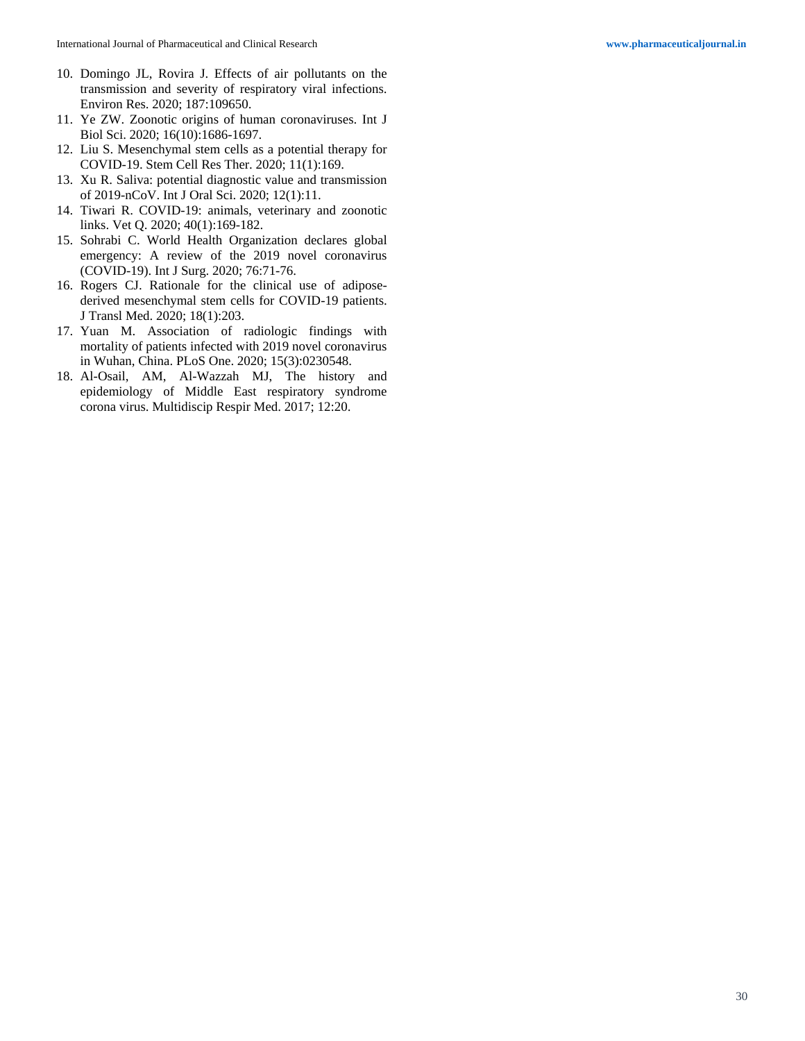10. Domingo JL, Rovira J. Effects of air pollutants on the transmission and severity of respiratory viral infections. Environ Res. 2020; 187:109650.
11. Ye ZW. Zoonotic origins of human coronaviruses. Int J Biol Sci. 2020; 16(10):1686-1697.
12. Liu S. Mesenchymal stem cells as a potential therapy for COVID-19. Stem Cell Res Ther. 2020; 11(1):169.
13. Xu R. Saliva: potential diagnostic value and transmission of 2019-nCoV. Int J Oral Sci. 2020; 12(1):11.
14. Tiwari R. COVID-19: animals, veterinary and zoonotic links. Vet Q. 2020; 40(1):169-182.
15. Sohrabi C. World Health Organization declares global emergency: A review of the 2019 novel coronavirus (COVID-19). Int J Surg. 2020; 76:71-76.
16. Rogers CJ. Rationale for the clinical use of adipose-derived mesenchymal stem cells for COVID-19 patients. J Transl Med. 2020; 18(1):203.
17. Yuan M. Association of radiologic findings with mortality of patients infected with 2019 novel coronavirus in Wuhan, China. PLoS One. 2020; 15(3):0230548.
18. Al-Osail, AM, Al-Wazzah MJ, The history and epidemiology of Middle East respiratory syndrome corona virus. Multidiscip Respir Med. 2017; 12:20.